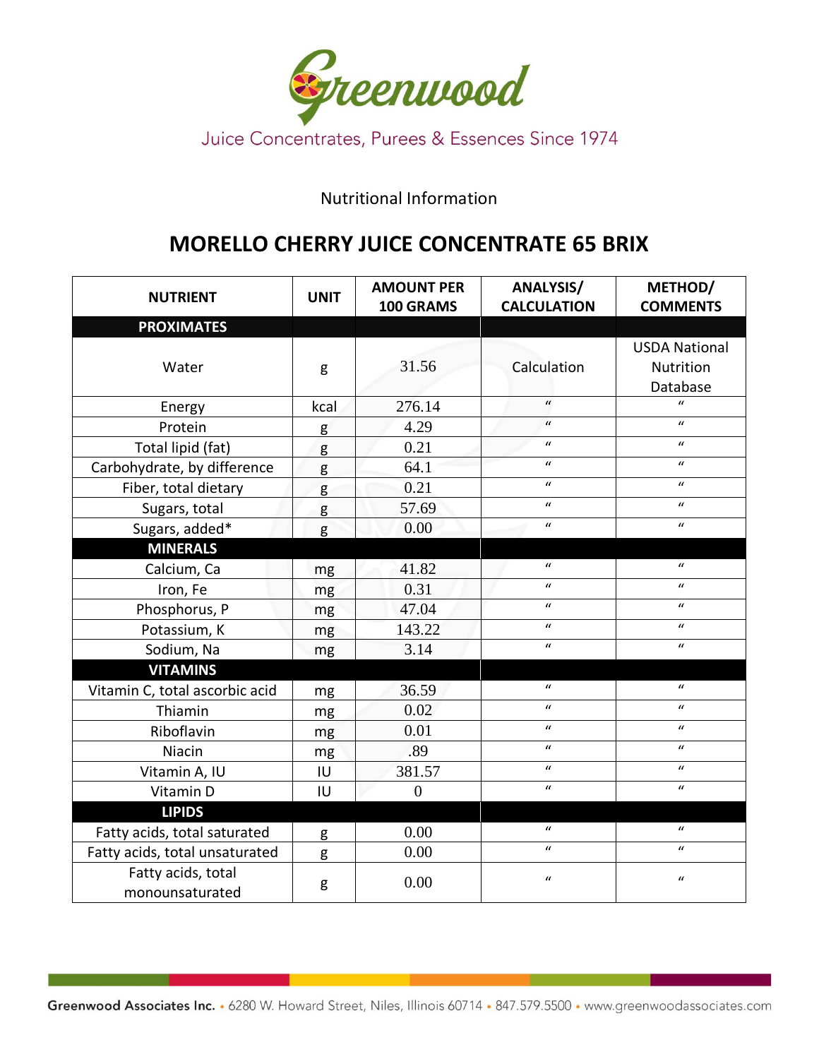# Greenwood

Juice Concentrates, Purees & Essences Since 1974

Nutritional Information

## MORELLO CHERRY JUICE CONCENTRATE 65 BRIX

| NUTRIENT | UNIT | AMOUNT PER 100 GRAMS | ANALYSIS/ CALCULATION | METHOD/ COMMENTS |
|---|---|---|---|---|
| **PROXIMATES** | | | | |
| Water | g | 31.56 | Calculation | USDA National Nutrition Database |
| Energy | kcal | 276.14 | " | " |
| Protein | g | 4.29 | " | " |
| Total lipid (fat) | g | 0.21 | " | " |
| Carbohydrate, by difference | g | 64.1 | " | " |
| Fiber, total dietary | g | 0.21 | " | " |
| Sugars, total | g | 57.69 | " | " |
| Sugars, added* | g | 0.00 | " | " |
| **MINERALS** | | | | |
| Calcium, Ca | mg | 41.82 | " | " |
| Iron, Fe | mg | 0.31 | " | " |
| Phosphorus, P | mg | 47.04 | " | " |
| Potassium, K | mg | 143.22 | " | " |
| Sodium, Na | mg | 3.14 | " | " |
| **VITAMINS** | | | | |
| Vitamin C, total ascorbic acid | mg | 36.59 | " | " |
| Thiamin | mg | 0.02 | " | " |
| Riboflavin | mg | 0.01 | " | " |
| Niacin | mg | .89 | " | " |
| Vitamin A, IU | IU | 381.57 | " | " |
| Vitamin D | IU | 0 | " | " |
| **LIPIDS** | | | | |
| Fatty acids, total saturated | g | 0.00 | " | " |
| Fatty acids, total unsaturated | g | 0.00 | " | " |
| Fatty acids, total monounsaturated | g | 0.00 | " | " |

Greenwood Associates Inc. • 6280 W. Howard Street, Niles, Illinois 60714 • 847.579.5500 • www.greenwoodassociates.com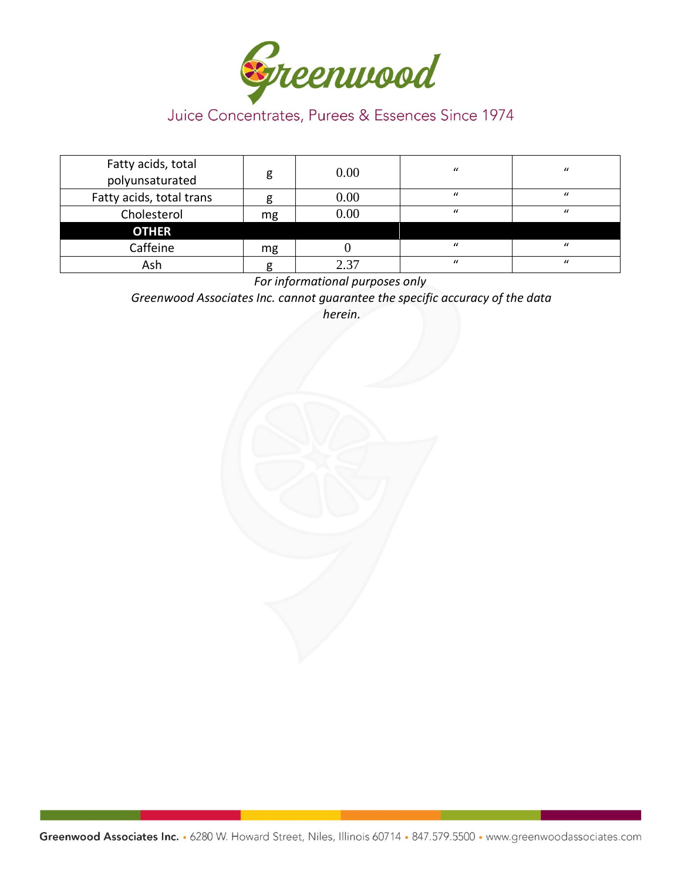| | | | | |
|---|---|---|---|---|
| Fatty acids, total polyunsaturated | g | 0.00 | " | " |
| Fatty acids, total trans | g | 0.00 | " | " |
| Cholesterol | mg | 0.00 | " | " |
| **OTHER** | | | | |
| Caffeine | mg | 0 | " | " |
| Ash | g | 2.37 | " | " |

*For informational purposes only*

*Greenwood Associates Inc. cannot guarantee the specific accuracy of the data herein.*